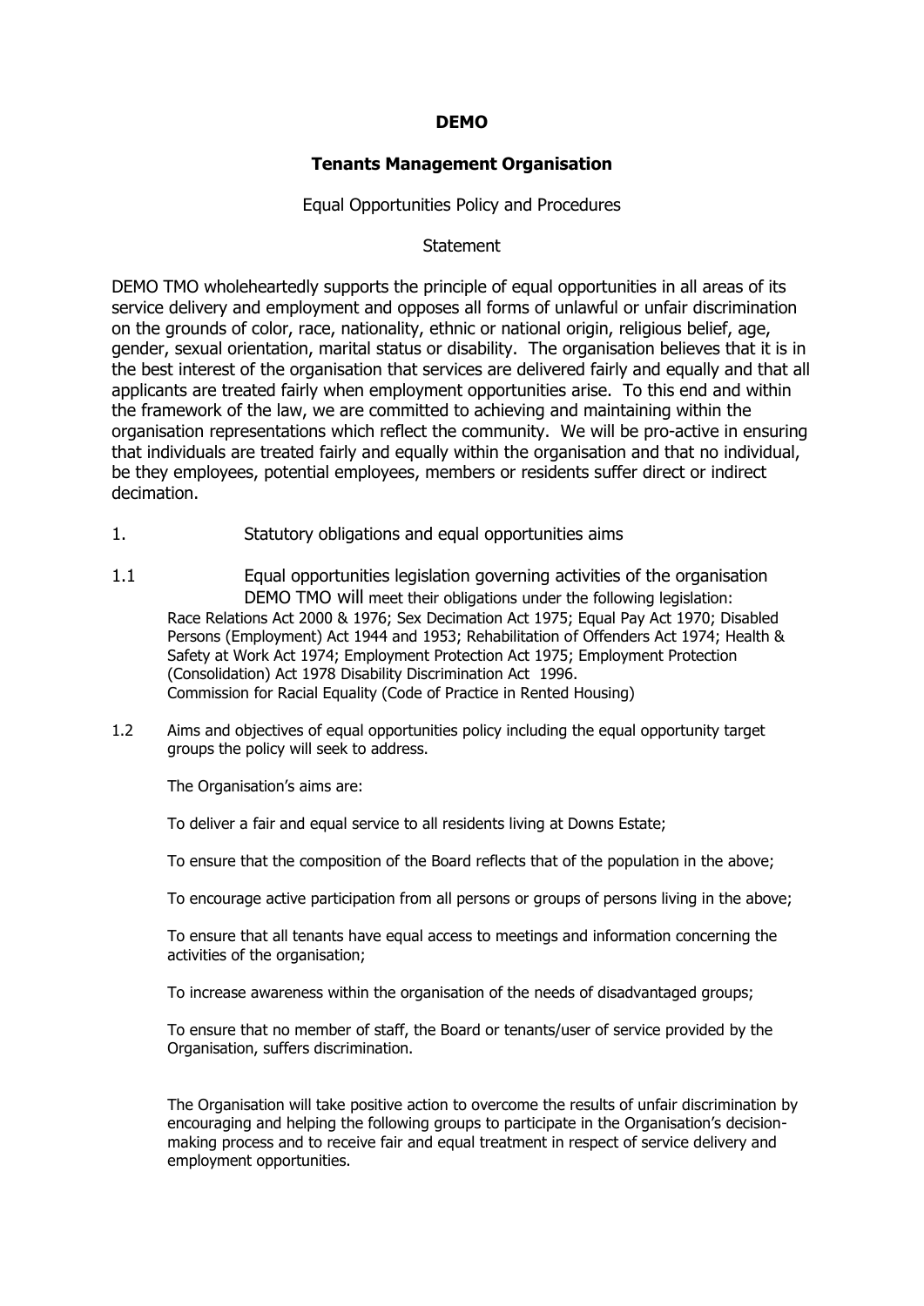**DEMO**

**Tenants Management Organisation**

Equal Opportunities Policy and Procedures

Statement

DEMO TMO wholeheartedly supports the principle of equal opportunities in all areas of its service delivery and employment and opposes all forms of unlawful or unfair discrimination on the grounds of color, race, nationality, ethnic or national origin, religious belief, age, gender, sexual orientation, marital status or disability. The organisation believes that it is in the best interest of the organisation that services are delivered fairly and equally and that all applicants are treated fairly when employment opportunities arise. To this end and within the framework of the law, we are committed to achieving and maintaining within the organisation representations which reflect the community. We will be pro-active in ensuring that individuals are treated fairly and equally within the organisation and that no individual, be they employees, potential employees, members or residents suffer direct or indirect decimation.

1. Statutory obligations and equal opportunities aims

1.1 Equal opportunities legislation governing activities of the organisation
DEMO TMO will meet their obligations under the following legislation:
Race Relations Act 2000 & 1976; Sex Decimation Act 1975; Equal Pay Act 1970; Disabled Persons (Employment) Act 1944 and 1953; Rehabilitation of Offenders Act 1974; Health & Safety at Work Act 1974; Employment Protection Act 1975; Employment Protection (Consolidation) Act 1978 Disability Discrimination Act 1996.
Commission for Racial Equality (Code of Practice in Rented Housing)

1.2 Aims and objectives of equal opportunities policy including the equal opportunity target groups the policy will seek to address.

The Organisation's aims are:

To deliver a fair and equal service to all residents living at Downs Estate;

To ensure that the composition of the Board reflects that of the population in the above;

To encourage active participation from all persons or groups of persons living in the above;

To ensure that all tenants have equal access to meetings and information concerning the activities of the organisation;

To increase awareness within the organisation of the needs of disadvantaged groups;

To ensure that no member of staff, the Board or tenants/user of service provided by the Organisation, suffers discrimination.

The Organisation will take positive action to overcome the results of unfair discrimination by encouraging and helping the following groups to participate in the Organisation's decision-making process and to receive fair and equal treatment in respect of service delivery and employment opportunities.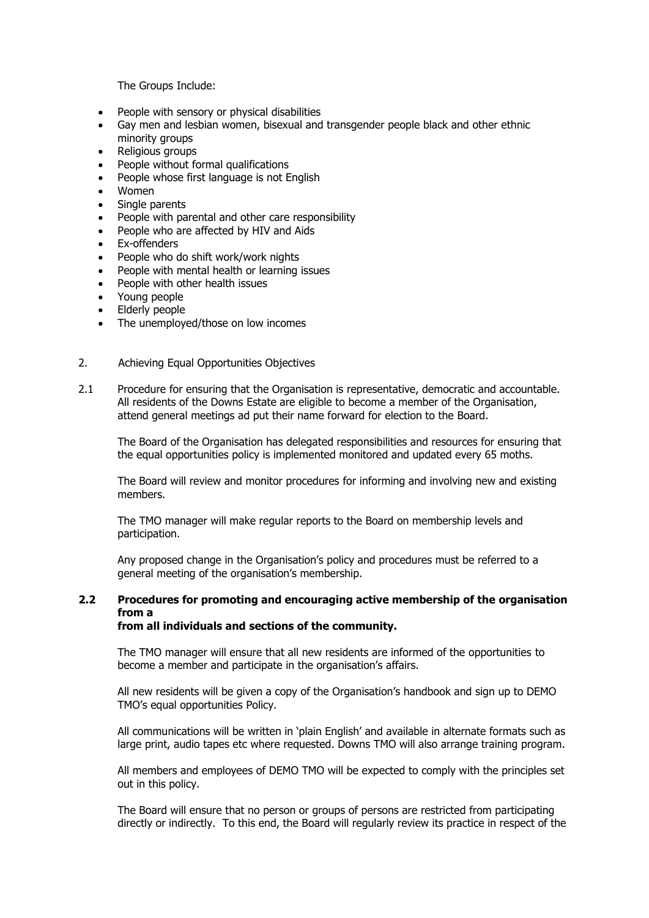The Groups Include:

- People with sensory or physical disabilities
- Gay men and lesbian women, bisexual and transgender people black and other ethnic minority groups
- Religious groups
- People without formal qualifications
- People whose first language is not English
- Women
- Single parents
- People with parental and other care responsibility
- People who are affected by HIV and Aids
- Ex-offenders
- People who do shift work/work nights
- People with mental health or learning issues
- People with other health issues
- Young people
- Elderly people
- The unemployed/those on low incomes

2. Achieving Equal Opportunities Objectives

2.1 Procedure for ensuring that the Organisation is representative, democratic and accountable. All residents of the Downs Estate are eligible to become a member of the Organisation, attend general meetings ad put their name forward for election to the Board.

The Board of the Organisation has delegated responsibilities and resources for ensuring that the equal opportunities policy is implemented monitored and updated every 65 moths.

The Board will review and monitor procedures for informing and involving new and existing members.

The TMO manager will make regular reports to the Board on membership levels and participation.

Any proposed change in the Organisation's policy and procedures must be referred to a general meeting of the organisation's membership.

**2.2 Procedures for promoting and encouraging active membership of the organisation from a from all individuals and sections of the community.**

The TMO manager will ensure that all new residents are informed of the opportunities to become a member and participate in the organisation's affairs.

All new residents will be given a copy of the Organisation's handbook and sign up to DEMO TMO's equal opportunities Policy.

All communications will be written in 'plain English' and available in alternate formats such as large print, audio tapes etc where requested. Downs TMO will also arrange training program.

All members and employees of DEMO TMO will be expected to comply with the principles set out in this policy.

The Board will ensure that no person or groups of persons are restricted from participating directly or indirectly. To this end, the Board will regularly review its practice in respect of the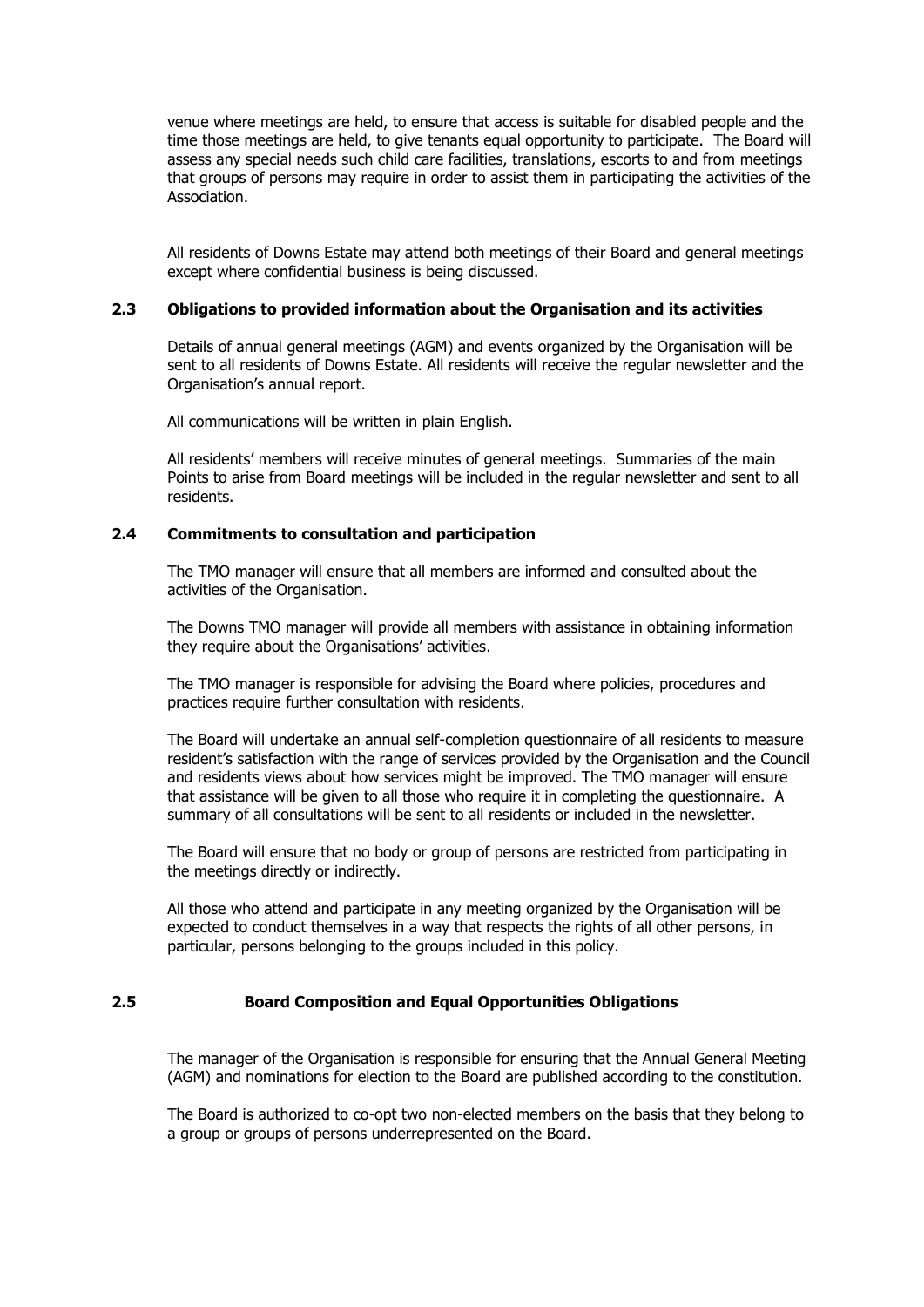venue where meetings are held, to ensure that access is suitable for disabled people and the time those meetings are held, to give tenants equal opportunity to participate. The Board will assess any special needs such child care facilities, translations, escorts to and from meetings that groups of persons may require in order to assist them in participating the activities of the Association.

All residents of Downs Estate may attend both meetings of their Board and general meetings except where confidential business is being discussed.

### 2.3 Obligations to provided information about the Organisation and its activities

Details of annual general meetings (AGM) and events organized by the Organisation will be sent to all residents of Downs Estate. All residents will receive the regular newsletter and the Organisation's annual report.

All communications will be written in plain English.

All residents' members will receive minutes of general meetings. Summaries of the main Points to arise from Board meetings will be included in the regular newsletter and sent to all residents.

### 2.4 Commitments to consultation and participation

The TMO manager will ensure that all members are informed and consulted about the activities of the Organisation.

The Downs TMO manager will provide all members with assistance in obtaining information they require about the Organisations' activities.

The TMO manager is responsible for advising the Board where policies, procedures and practices require further consultation with residents.

The Board will undertake an annual self-completion questionnaire of all residents to measure resident's satisfaction with the range of services provided by the Organisation and the Council and residents views about how services might be improved. The TMO manager will ensure that assistance will be given to all those who require it in completing the questionnaire. A summary of all consultations will be sent to all residents or included in the newsletter.

The Board will ensure that no body or group of persons are restricted from participating in the meetings directly or indirectly.

All those who attend and participate in any meeting organized by the Organisation will be expected to conduct themselves in a way that respects the rights of all other persons, in particular, persons belonging to the groups included in this policy.

### 2.5 Board Composition and Equal Opportunities Obligations

The manager of the Organisation is responsible for ensuring that the Annual General Meeting (AGM) and nominations for election to the Board are published according to the constitution.

The Board is authorized to co-opt two non-elected members on the basis that they belong to a group or groups of persons underrepresented on the Board.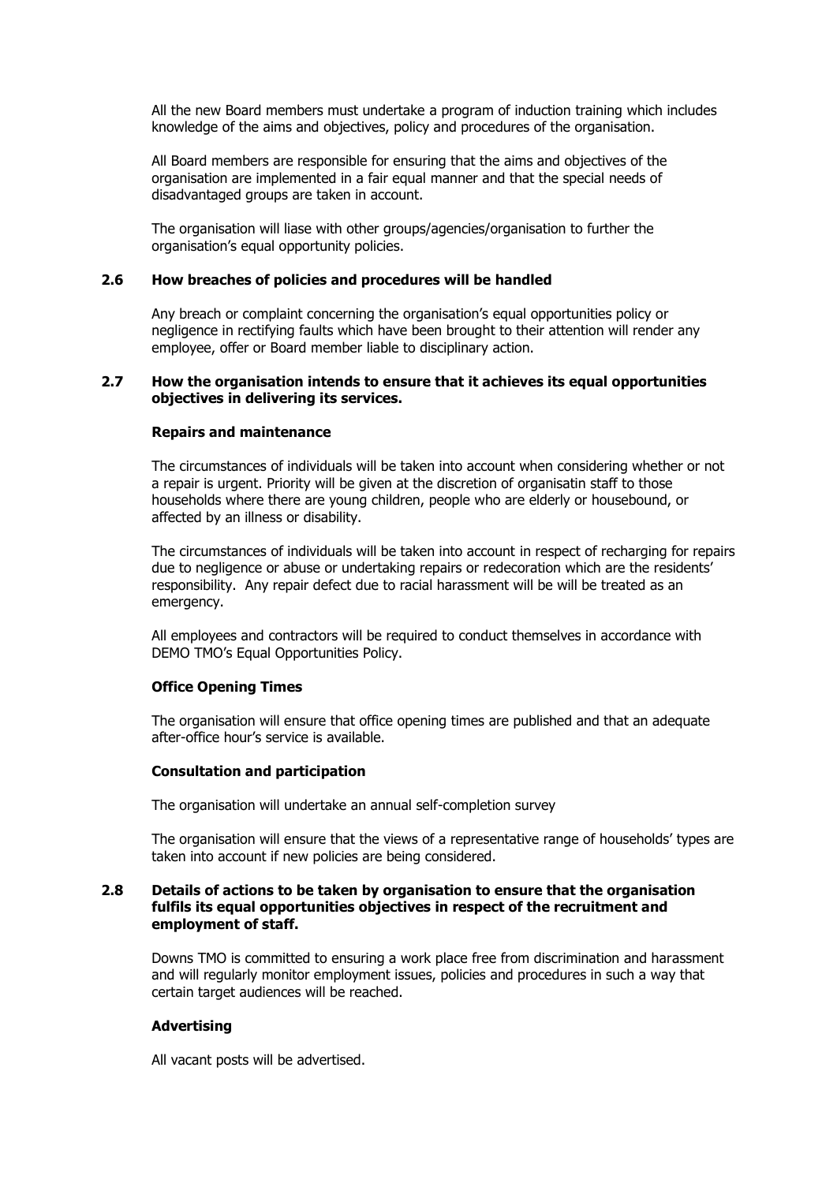All the new Board members must undertake a program of induction training which includes knowledge of the aims and objectives, policy and procedures of the organisation.

All Board members are responsible for ensuring that the aims and objectives of the organisation are implemented in a fair equal manner and that the special needs of disadvantaged groups are taken in account.

The organisation will liase with other groups/agencies/organisation to further the organisation's equal opportunity policies.

### 2.6 How breaches of policies and procedures will be handled

Any breach or complaint concerning the organisation's equal opportunities policy or negligence in rectifying faults which have been brought to their attention will render any employee, offer or Board member liable to disciplinary action.

### 2.7 How the organisation intends to ensure that it achieves its equal opportunities objectives in delivering its services.

**Repairs and maintenance**

The circumstances of individuals will be taken into account when considering whether or not a repair is urgent. Priority will be given at the discretion of organisatin staff to those households where there are young children, people who are elderly or housebound, or affected by an illness or disability.

The circumstances of individuals will be taken into account in respect of recharging for repairs due to negligence or abuse or undertaking repairs or redecoration which are the residents' responsibility. Any repair defect due to racial harassment will be will be treated as an emergency.

All employees and contractors will be required to conduct themselves in accordance with DEMO TMO's Equal Opportunities Policy.

**Office Opening Times**

The organisation will ensure that office opening times are published and that an adequate after-office hour's service is available.

**Consultation and participation**

The organisation will undertake an annual self-completion survey

The organisation will ensure that the views of a representative range of households' types are taken into account if new policies are being considered.

### 2.8 Details of actions to be taken by organisation to ensure that the organisation fulfils its equal opportunities objectives in respect of the recruitment and employment of staff.

Downs TMO is committed to ensuring a work place free from discrimination and harassment and will regularly monitor employment issues, policies and procedures in such a way that certain target audiences will be reached.

**Advertising**

All vacant posts will be advertised.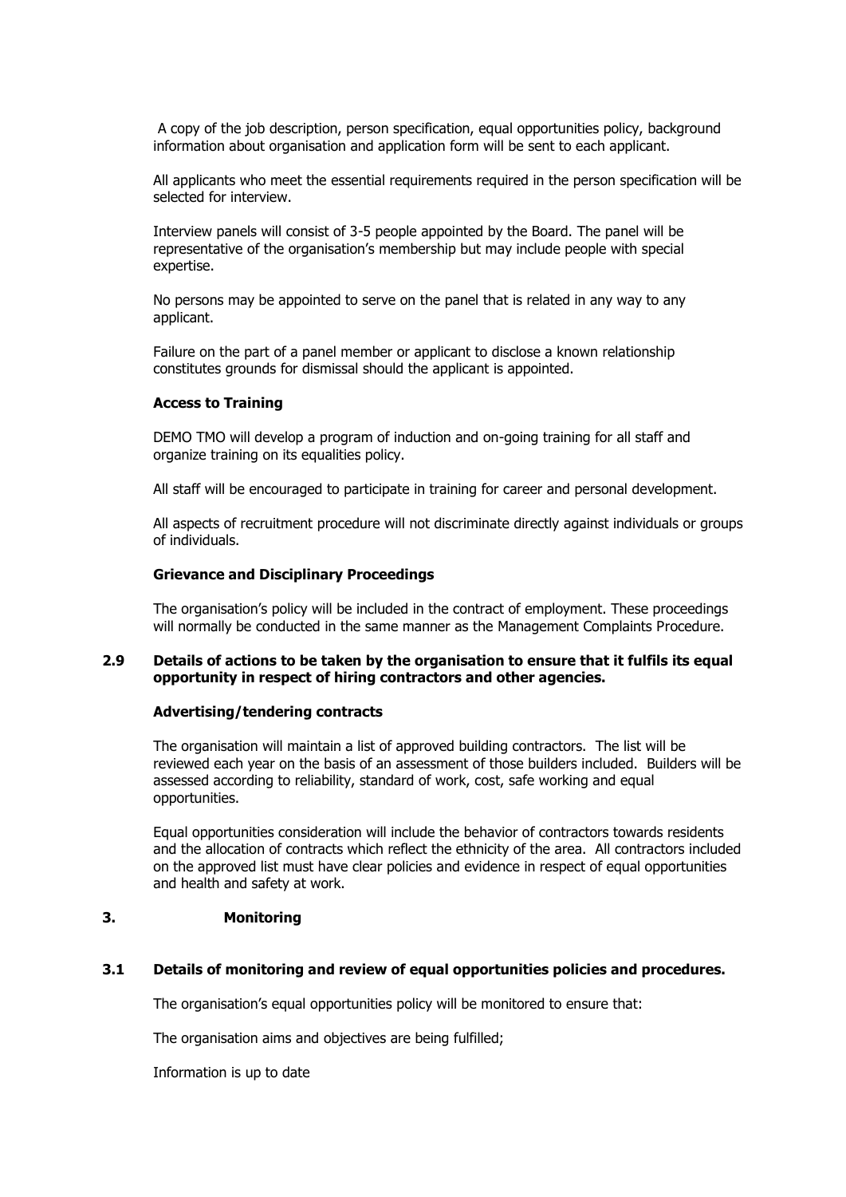A copy of the job description, person specification, equal opportunities policy, background information about organisation and application form will be sent to each applicant.

All applicants who meet the essential requirements required in the person specification will be selected for interview.

Interview panels will consist of 3-5 people appointed by the Board. The panel will be representative of the organisation's membership but may include people with special expertise.

No persons may be appointed to serve on the panel that is related in any way to any applicant.

Failure on the part of a panel member or applicant to disclose a known relationship constitutes grounds for dismissal should the applicant is appointed.

**Access to Training**

DEMO TMO will develop a program of induction and on-going training for all staff and organize training on its equalities policy.

All staff will be encouraged to participate in training for career and personal development.

All aspects of recruitment procedure will not discriminate directly against individuals or groups of individuals.

**Grievance and Disciplinary Proceedings**

The organisation's policy will be included in the contract of employment. These proceedings will normally be conducted in the same manner as the Management Complaints Procedure.

### 2.9 Details of actions to be taken by the organisation to ensure that it fulfils its equal opportunity in respect of hiring contractors and other agencies.

**Advertising/tendering contracts**

The organisation will maintain a list of approved building contractors. The list will be reviewed each year on the basis of an assessment of those builders included. Builders will be assessed according to reliability, standard of work, cost, safe working and equal opportunities.

Equal opportunities consideration will include the behavior of contractors towards residents and the allocation of contracts which reflect the ethnicity of the area. All contractors included on the approved list must have clear policies and evidence in respect of equal opportunities and health and safety at work.

## 3. Monitoring

### 3.1 Details of monitoring and review of equal opportunities policies and procedures.

The organisation's equal opportunities policy will be monitored to ensure that:

The organisation aims and objectives are being fulfilled;

Information is up to date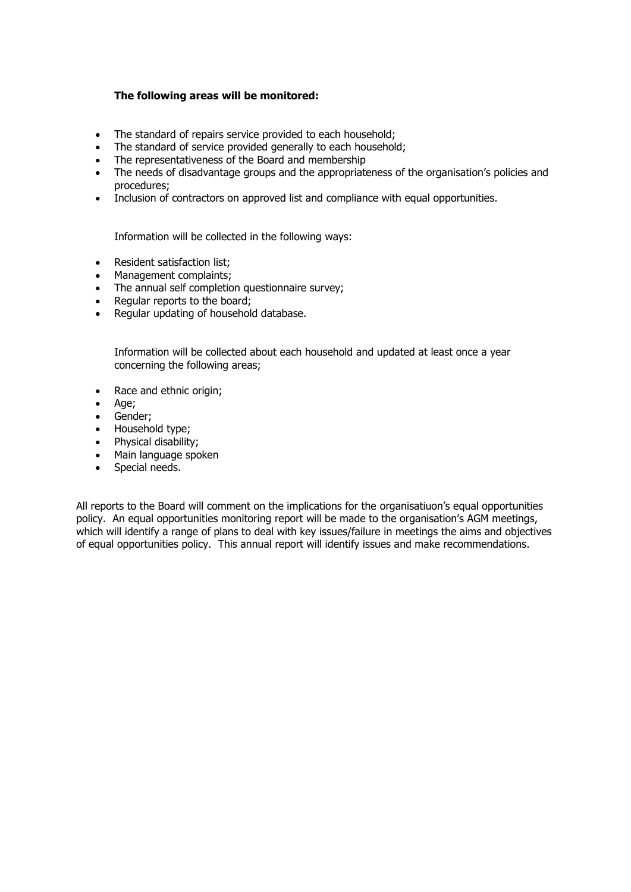**The following areas will be monitored:**

- The standard of repairs service provided to each household;
- The standard of service provided generally to each household;
- The representativeness of the Board and membership
- The needs of disadvantage groups and the appropriateness of the organisation's policies and procedures;
- Inclusion of contractors on approved list and compliance with equal opportunities.

Information will be collected in the following ways:

- Resident satisfaction list;
- Management complaints;
- The annual self completion questionnaire survey;
- Regular reports to the board;
- Regular updating of household database.

Information will be collected about each household and updated at least once a year concerning the following areas;

- Race and ethnic origin;
- Age;
- Gender;
- Household type;
- Physical disability;
- Main language spoken
- Special needs.

All reports to the Board will comment on the implications for the organisatiuon's equal opportunities policy. An equal opportunities monitoring report will be made to the organisation's AGM meetings, which will identify a range of plans to deal with key issues/failure in meetings the aims and objectives of equal opportunities policy. This annual report will identify issues and make recommendations.